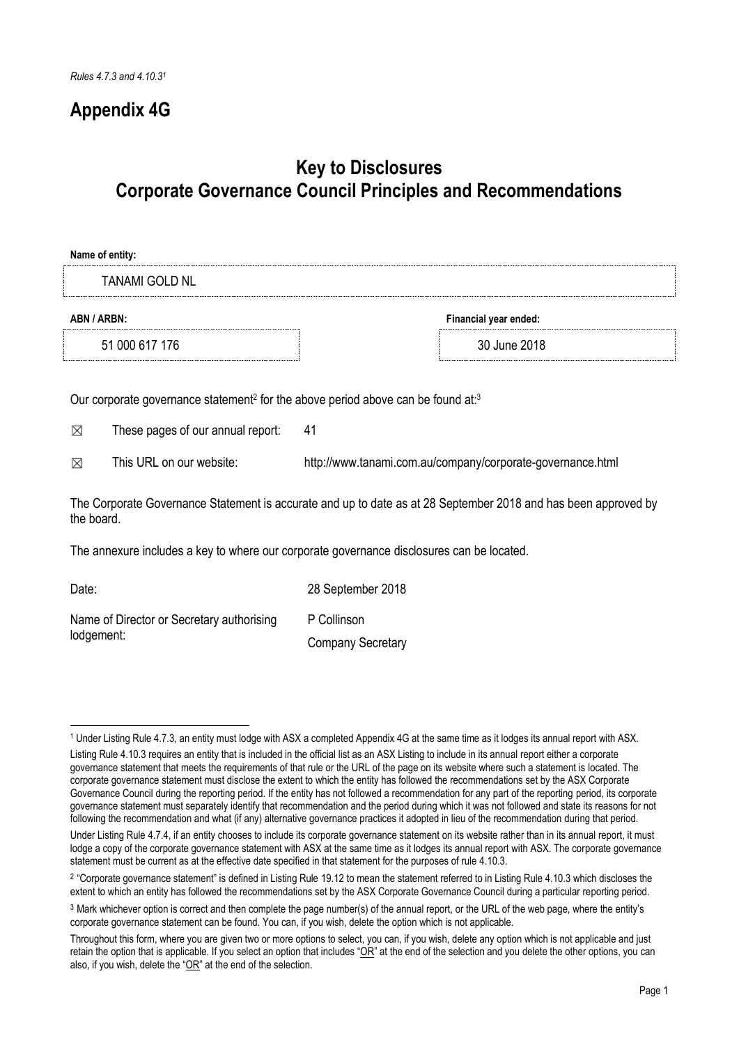*Rules 4.7.3 and 4.10.3[1]*

# Appendix 4G

## Key to Disclosures
## Corporate Governance Council Principles and Recommendations

**Name of entity:**

TANAMI GOLD NL

| **ABN / ARBN:** | **Financial year ended:** |
|---|---|
| 51 000 617 176 | 30 June 2018 |

Our corporate governance statement[2] for the above period above can be found at:[3]

☒ These pages of our annual report: 41

☒ This URL on our website: http://www.tanami.com.au/company/corporate-governance.html

The Corporate Governance Statement is accurate and up to date as at 28 September 2018 and has been approved by the board.

The annexure includes a key to where our corporate governance disclosures can be located.

| | |
|---|---|
| Date: | 28 September 2018 |
| Name of Director or Secretary authorising lodgement: | P Collinson<br>Company Secretary |

---

[1] Under Listing Rule 4.7.3, an entity must lodge with ASX a completed Appendix 4G at the same time as it lodges its annual report with ASX.

Listing Rule 4.10.3 requires an entity that is included in the official list as an ASX Listing to include in its annual report either a corporate governance statement that meets the requirements of that rule or the URL of the page on its website where such a statement is located. The corporate governance statement must disclose the extent to which the entity has followed the recommendations set by the ASX Corporate Governance Council during the reporting period. If the entity has not followed a recommendation for any part of the reporting period, its corporate governance statement must separately identify that recommendation and the period during which it was not followed and state its reasons for not following the recommendation and what (if any) alternative governance practices it adopted in lieu of the recommendation during that period.

Under Listing Rule 4.7.4, if an entity chooses to include its corporate governance statement on its website rather than in its annual report, it must lodge a copy of the corporate governance statement with ASX at the same time as it lodges its annual report with ASX. The corporate governance statement must be current as at the effective date specified in that statement for the purposes of rule 4.10.3.

[2] "Corporate governance statement" is defined in Listing Rule 19.12 to mean the statement referred to in Listing Rule 4.10.3 which discloses the extent to which an entity has followed the recommendations set by the ASX Corporate Governance Council during a particular reporting period.

[3] Mark whichever option is correct and then complete the page number(s) of the annual report, or the URL of the web page, where the entity's corporate governance statement can be found. You can, if you wish, delete the option which is not applicable.

Throughout this form, where you are given two or more options to select, you can, if you wish, delete any option which is not applicable and just retain the option that is applicable. If you select an option that includes "OR" at the end of the selection and you delete the other options, you can also, if you wish, delete the "OR" at the end of the selection.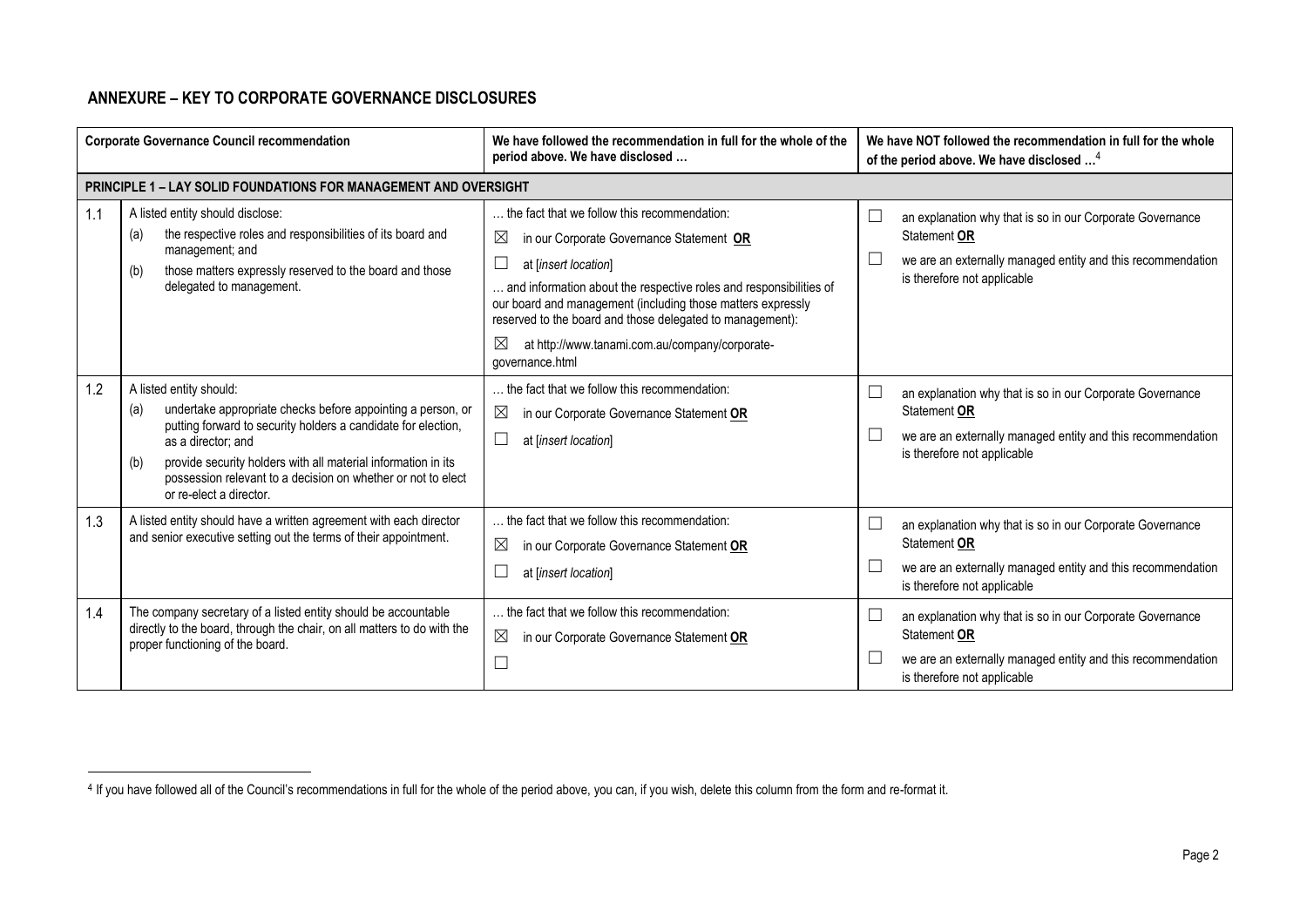## ANNEXURE – KEY TO CORPORATE GOVERNANCE DISCLOSURES

| | Corporate Governance Council recommendation | We have followed the recommendation in full for the whole of the period above. We have disclosed … | We have NOT followed the recommendation in full for the whole of the period above. We have disclosed …[4] |
|---|---|---|---|
| **PRINCIPLE 1 – LAY SOLID FOUNDATIONS FOR MANAGEMENT AND OVERSIGHT** | | | |
| 1.1 | A listed entity should disclose:<br>(a) the respective roles and responsibilities of its board and management; and<br>(b) those matters expressly reserved to the board and those delegated to management. | … the fact that we follow this recommendation:<br>☒ in our Corporate Governance Statement **OR**<br>☐ at [*insert location*]<br>… and information about the respective roles and responsibilities of our board and management (including those matters expressly reserved to the board and those delegated to management):<br>☒ at http://www.tanami.com.au/company/corporate-governance.html | ☐ an explanation why that is so in our Corporate Governance Statement **OR**<br>☐ we are an externally managed entity and this recommendation is therefore not applicable |
| 1.2 | A listed entity should:<br>(a) undertake appropriate checks before appointing a person, or putting forward to security holders a candidate for election, as a director; and<br>(b) provide security holders with all material information in its possession relevant to a decision on whether or not to elect or re-elect a director. | … the fact that we follow this recommendation:<br>☒ in our Corporate Governance Statement **OR**<br>☐ at [*insert location*] | ☐ an explanation why that is so in our Corporate Governance Statement **OR**<br>☐ we are an externally managed entity and this recommendation is therefore not applicable |
| 1.3 | A listed entity should have a written agreement with each director and senior executive setting out the terms of their appointment. | … the fact that we follow this recommendation:<br>☒ in our Corporate Governance Statement **OR**<br>☐ at [*insert location*] | ☐ an explanation why that is so in our Corporate Governance Statement **OR**<br>☐ we are an externally managed entity and this recommendation is therefore not applicable |
| 1.4 | The company secretary of a listed entity should be accountable directly to the board, through the chair, on all matters to do with the proper functioning of the board. | … the fact that we follow this recommendation:<br>☒ in our Corporate Governance Statement **OR**<br>☐ | ☐ an explanation why that is so in our Corporate Governance Statement **OR**<br>☐ we are an externally managed entity and this recommendation is therefore not applicable |

[4] If you have followed all of the Council's recommendations in full for the whole of the period above, you can, if you wish, delete this column from the form and re-format it.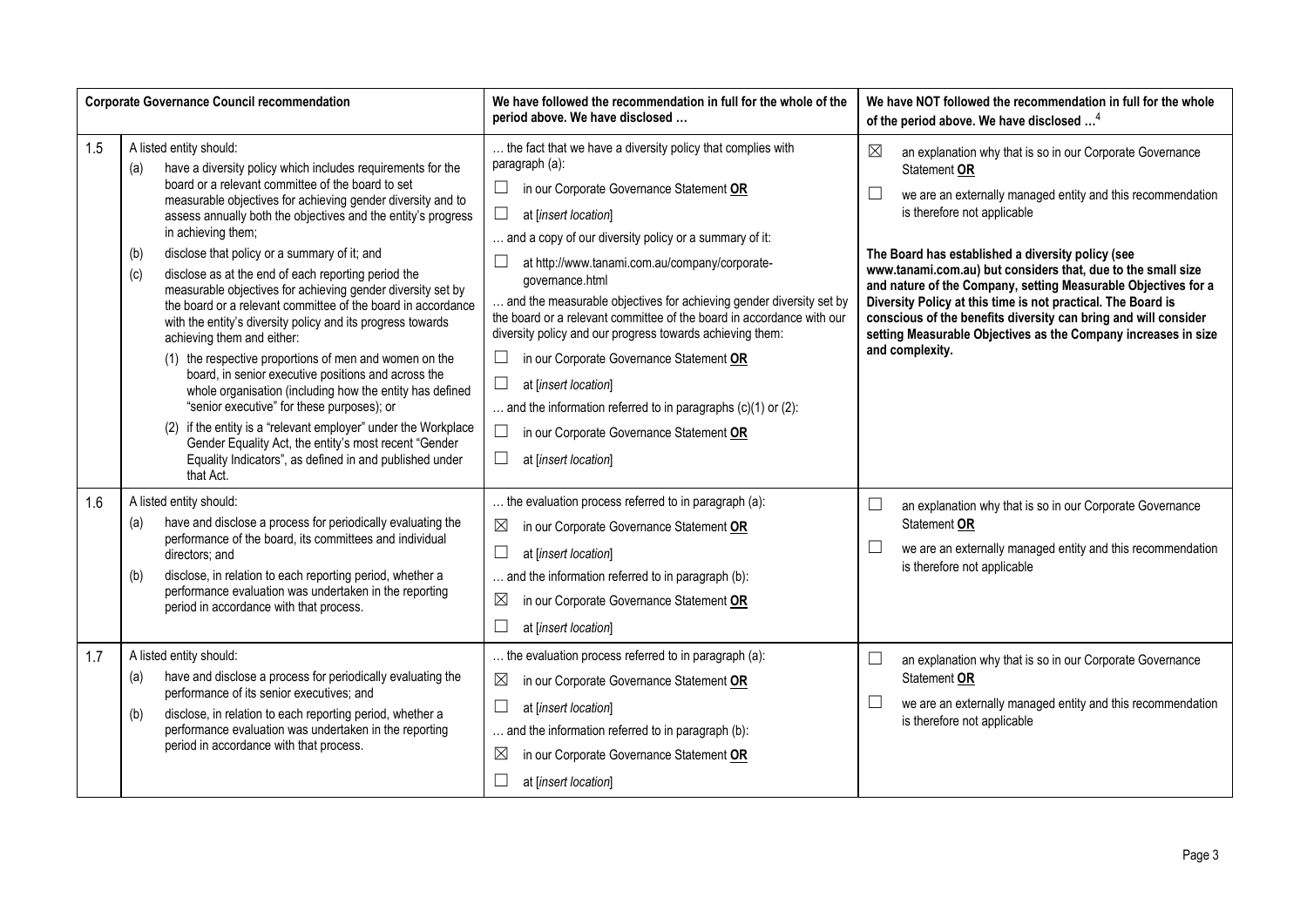| | Corporate Governance Council recommendation | We have followed the recommendation in full for the whole of the period above. We have disclosed … | We have NOT followed the recommendation in full for the whole of the period above. We have disclosed …[4] |
|---|---|---|---|
| 1.5 | A listed entity should:<br>(a) have a diversity policy which includes requirements for the board or a relevant committee of the board to set measurable objectives for achieving gender diversity and to assess annually both the objectives and the entity's progress in achieving them;<br>(b) disclose that policy or a summary of it; and<br>(c) disclose as at the end of each reporting period the measurable objectives for achieving gender diversity set by the board or a relevant committee of the board in accordance with the entity's diversity policy and its progress towards achieving them and either:<br>(1) the respective proportions of men and women on the board, in senior executive positions and across the whole organisation (including how the entity has defined "senior executive" for these purposes); or<br>(2) if the entity is a "relevant employer" under the Workplace Gender Equality Act, the entity's most recent "Gender Equality Indicators", as defined in and published under that Act. | … the fact that we have a diversity policy that complies with paragraph (a):<br>☐ in our Corporate Governance Statement **OR**<br>☐ at [*insert location*]<br>… and a copy of our diversity policy or a summary of it:<br>☐ at http://www.tanami.com.au/company/corporate-governance.html<br>… and the measurable objectives for achieving gender diversity set by the board or a relevant committee of the board in accordance with our diversity policy and our progress towards achieving them:<br>☐ in our Corporate Governance Statement **OR**<br>☐ at [*insert location*]<br>… and the information referred to in paragraphs (c)(1) or (2):<br>☐ in our Corporate Governance Statement **OR**<br>☐ at [*insert location*] | ☒ an explanation why that is so in our Corporate Governance Statement **OR**<br>☐ we are an externally managed entity and this recommendation is therefore not applicable<br><br>**The Board has established a diversity policy (see www.tanami.com.au) but considers that, due to the small size and nature of the Company, setting Measurable Objectives for a Diversity Policy at this time is not practical. The Board is conscious of the benefits diversity can bring and will consider setting Measurable Objectives as the Company increases in size and complexity.** |
| 1.6 | A listed entity should:<br>(a) have and disclose a process for periodically evaluating the performance of the board, its committees and individual directors; and<br>(b) disclose, in relation to each reporting period, whether a performance evaluation was undertaken in the reporting period in accordance with that process. | … the evaluation process referred to in paragraph (a):<br>☒ in our Corporate Governance Statement **OR**<br>☐ at [*insert location*]<br>… and the information referred to in paragraph (b):<br>☒ in our Corporate Governance Statement **OR**<br>☐ at [*insert location*] | ☐ an explanation why that is so in our Corporate Governance Statement **OR**<br>☐ we are an externally managed entity and this recommendation is therefore not applicable |
| 1.7 | A listed entity should:<br>(a) have and disclose a process for periodically evaluating the performance of its senior executives; and<br>(b) disclose, in relation to each reporting period, whether a performance evaluation was undertaken in the reporting period in accordance with that process. | … the evaluation process referred to in paragraph (a):<br>☒ in our Corporate Governance Statement **OR**<br>☐ at [*insert location*]<br>… and the information referred to in paragraph (b):<br>☒ in our Corporate Governance Statement **OR**<br>☐ at [*insert location*] | ☐ an explanation why that is so in our Corporate Governance Statement **OR**<br>☐ we are an externally managed entity and this recommendation is therefore not applicable |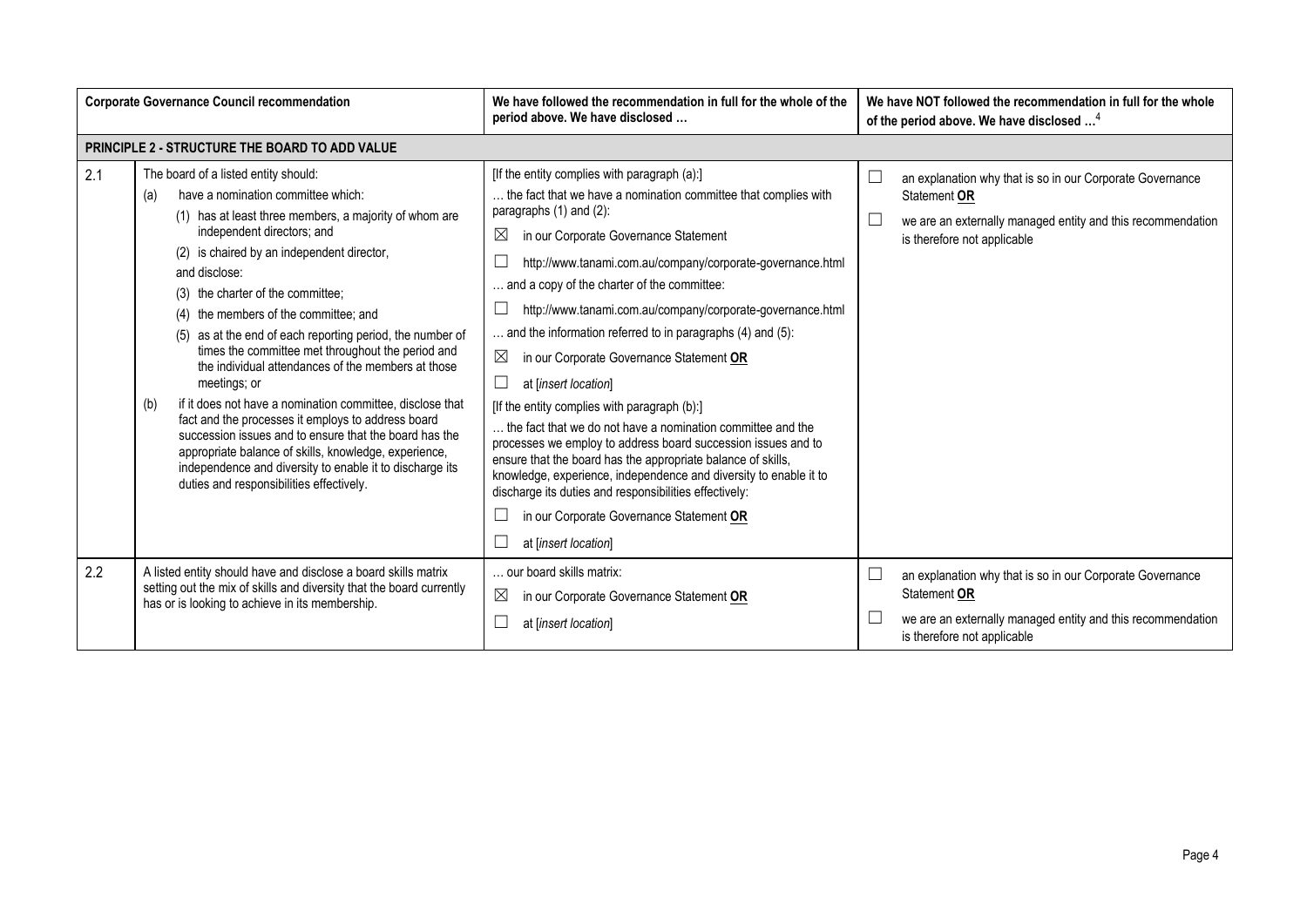| Corporate Governance Council recommendation | | We have followed the recommendation in full for the whole of the period above. We have disclosed … | We have NOT followed the recommendation in full for the whole of the period above. We have disclosed …[4] |
|---|---|---|---|
| **PRINCIPLE 2 - STRUCTURE THE BOARD TO ADD VALUE** | | | |
| 2.1 | The board of a listed entity should:<br>(a) have a nomination committee which:<br>(1) has at least three members, a majority of whom are independent directors; and<br>(2) is chaired by an independent director,<br>and disclose:<br>(3) the charter of the committee;<br>(4) the members of the committee; and<br>(5) as at the end of each reporting period, the number of times the committee met throughout the period and the individual attendances of the members at those meetings; or<br>(b) if it does not have a nomination committee, disclose that fact and the processes it employs to address board succession issues and to ensure that the board has the appropriate balance of skills, knowledge, experience, independence and diversity to enable it to discharge its duties and responsibilities effectively. | [If the entity complies with paragraph (a):]<br>… the fact that we have a nomination committee that complies with paragraphs (1) and (2):<br>☒ in our Corporate Governance Statement<br>☐ http://www.tanami.com.au/company/corporate-governance.html<br>… and a copy of the charter of the committee:<br>☐ http://www.tanami.com.au/company/corporate-governance.html<br>… and the information referred to in paragraphs (4) and (5):<br>☒ in our Corporate Governance Statement **OR**<br>☐ at [*insert location*]<br>[If the entity complies with paragraph (b):]<br>… the fact that we do not have a nomination committee and the processes we employ to address board succession issues and to ensure that the board has the appropriate balance of skills, knowledge, experience, independence and diversity to enable it to discharge its duties and responsibilities effectively:<br>☐ in our Corporate Governance Statement **OR**<br>☐ at [*insert location*] | ☐ an explanation why that is so in our Corporate Governance Statement **OR**<br>☐ we are an externally managed entity and this recommendation is therefore not applicable |
| 2.2 | A listed entity should have and disclose a board skills matrix setting out the mix of skills and diversity that the board currently has or is looking to achieve in its membership. | … our board skills matrix:<br>☒ in our Corporate Governance Statement **OR**<br>☐ at [*insert location*] | ☐ an explanation why that is so in our Corporate Governance Statement **OR**<br>☐ we are an externally managed entity and this recommendation is therefore not applicable |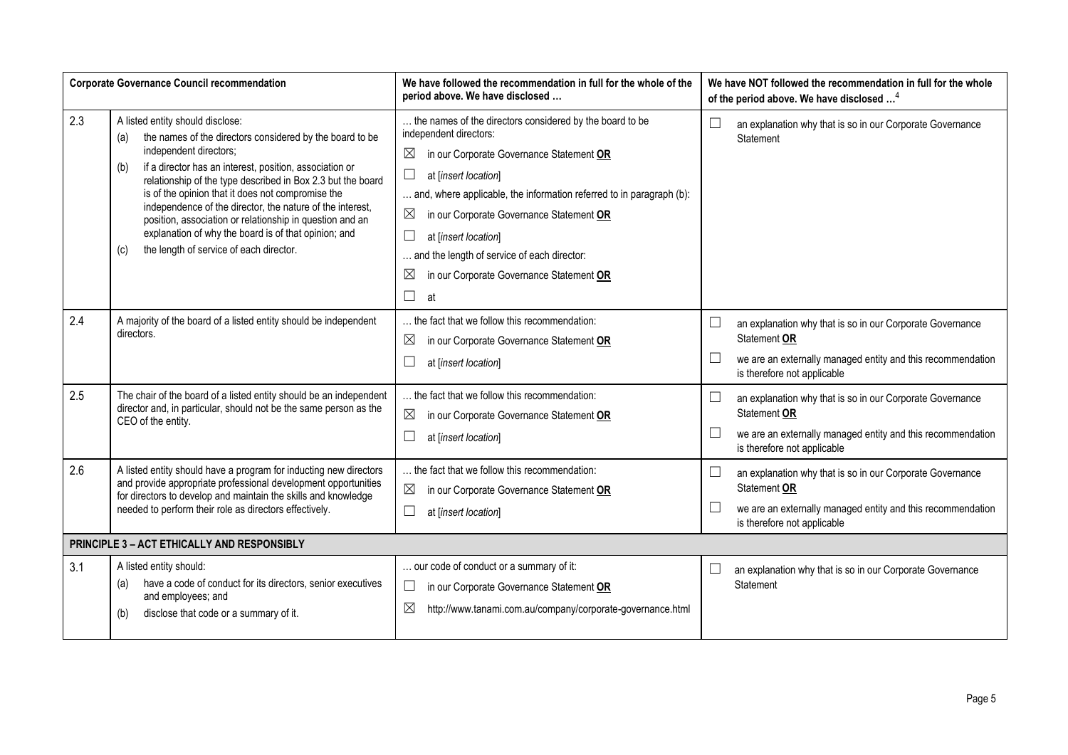| Corporate Governance Council recommendation | | We have followed the recommendation in full for the whole of the period above. We have disclosed … | We have NOT followed the recommendation in full for the whole of the period above. We have disclosed …[4] |
|---|---|---|---|
| 2.3 | A listed entity should disclose:<br>(a) the names of the directors considered by the board to be independent directors;<br>(b) if a director has an interest, position, association or relationship of the type described in Box 2.3 but the board is of the opinion that it does not compromise the independence of the director, the nature of the interest, position, association or relationship in question and an explanation of why the board is of that opinion; and<br>(c) the length of service of each director. | … the names of the directors considered by the board to be independent directors:<br>☒ in our Corporate Governance Statement **OR**<br>☐ at [*insert location*]<br>… and, where applicable, the information referred to in paragraph (b):<br>☒ in our Corporate Governance Statement **OR**<br>☐ at [*insert location*]<br>… and the length of service of each director:<br>☒ in our Corporate Governance Statement **OR**<br>☐ at | ☐ an explanation why that is so in our Corporate Governance Statement |
| 2.4 | A majority of the board of a listed entity should be independent directors. | … the fact that we follow this recommendation:<br>☒ in our Corporate Governance Statement **OR**<br>☐ at [*insert location*] | ☐ an explanation why that is so in our Corporate Governance Statement **OR**<br>☐ we are an externally managed entity and this recommendation is therefore not applicable |
| 2.5 | The chair of the board of a listed entity should be an independent director and, in particular, should not be the same person as the CEO of the entity. | … the fact that we follow this recommendation:<br>☒ in our Corporate Governance Statement **OR**<br>☐ at [*insert location*] | ☐ an explanation why that is so in our Corporate Governance Statement **OR**<br>☐ we are an externally managed entity and this recommendation is therefore not applicable |
| 2.6 | A listed entity should have a program for inducting new directors and provide appropriate professional development opportunities for directors to develop and maintain the skills and knowledge needed to perform their role as directors effectively. | … the fact that we follow this recommendation:<br>☒ in our Corporate Governance Statement **OR**<br>☐ at [*insert location*] | ☐ an explanation why that is so in our Corporate Governance Statement **OR**<br>☐ we are an externally managed entity and this recommendation is therefore not applicable |
| **PRINCIPLE 3 – ACT ETHICALLY AND RESPONSIBLY** | | | |
| 3.1 | A listed entity should:<br>(a) have a code of conduct for its directors, senior executives and employees; and<br>(b) disclose that code or a summary of it. | … our code of conduct or a summary of it:<br>☐ in our Corporate Governance Statement **OR**<br>☒ http://www.tanami.com.au/company/corporate-governance.html | ☐ an explanation why that is so in our Corporate Governance Statement |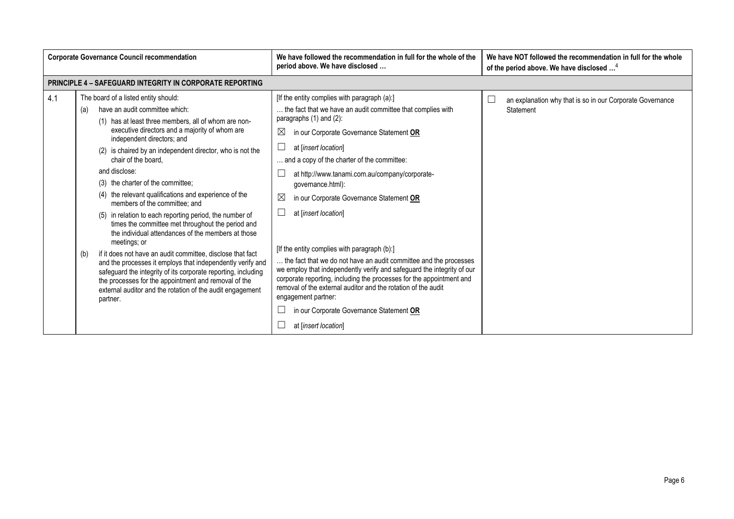| | Corporate Governance Council recommendation | We have followed the recommendation in full for the whole of the period above. We have disclosed … | We have NOT followed the recommendation in full for the whole of the period above. We have disclosed …[4] |
|---|---|---|---|
| **PRINCIPLE 4 – SAFEGUARD INTEGRITY IN CORPORATE REPORTING** | | | |
| 4.1 | The board of a listed entity should:<br>(a) have an audit committee which:<br>(1) has at least three members, all of whom are non-executive directors and a majority of whom are independent directors; and<br>(2) is chaired by an independent director, who is not the chair of the board,<br>and disclose:<br>(3) the charter of the committee;<br>(4) the relevant qualifications and experience of the members of the committee; and<br>(5) in relation to each reporting period, the number of times the committee met throughout the period and the individual attendances of the members at those meetings; or<br>(b) if it does not have an audit committee, disclose that fact and the processes it employs that independently verify and safeguard the integrity of its corporate reporting, including the processes for the appointment and removal of the external auditor and the rotation of the audit engagement partner. | [If the entity complies with paragraph (a):]<br>… the fact that we have an audit committee that complies with paragraphs (1) and (2):<br>☒ in our Corporate Governance Statement **OR**<br>☐ at [*insert location*]<br>… and a copy of the charter of the committee:<br>☐ at http://www.tanami.com.au/company/corporate-governance.html):<br>☒ in our Corporate Governance Statement **OR**<br>☐ at [*insert location*]<br><br>[If the entity complies with paragraph (b):]<br>… the fact that we do not have an audit committee and the processes we employ that independently verify and safeguard the integrity of our corporate reporting, including the processes for the appointment and removal of the external auditor and the rotation of the audit engagement partner:<br>☐ in our Corporate Governance Statement **OR**<br>☐ at [*insert location*] | ☐ an explanation why that is so in our Corporate Governance Statement |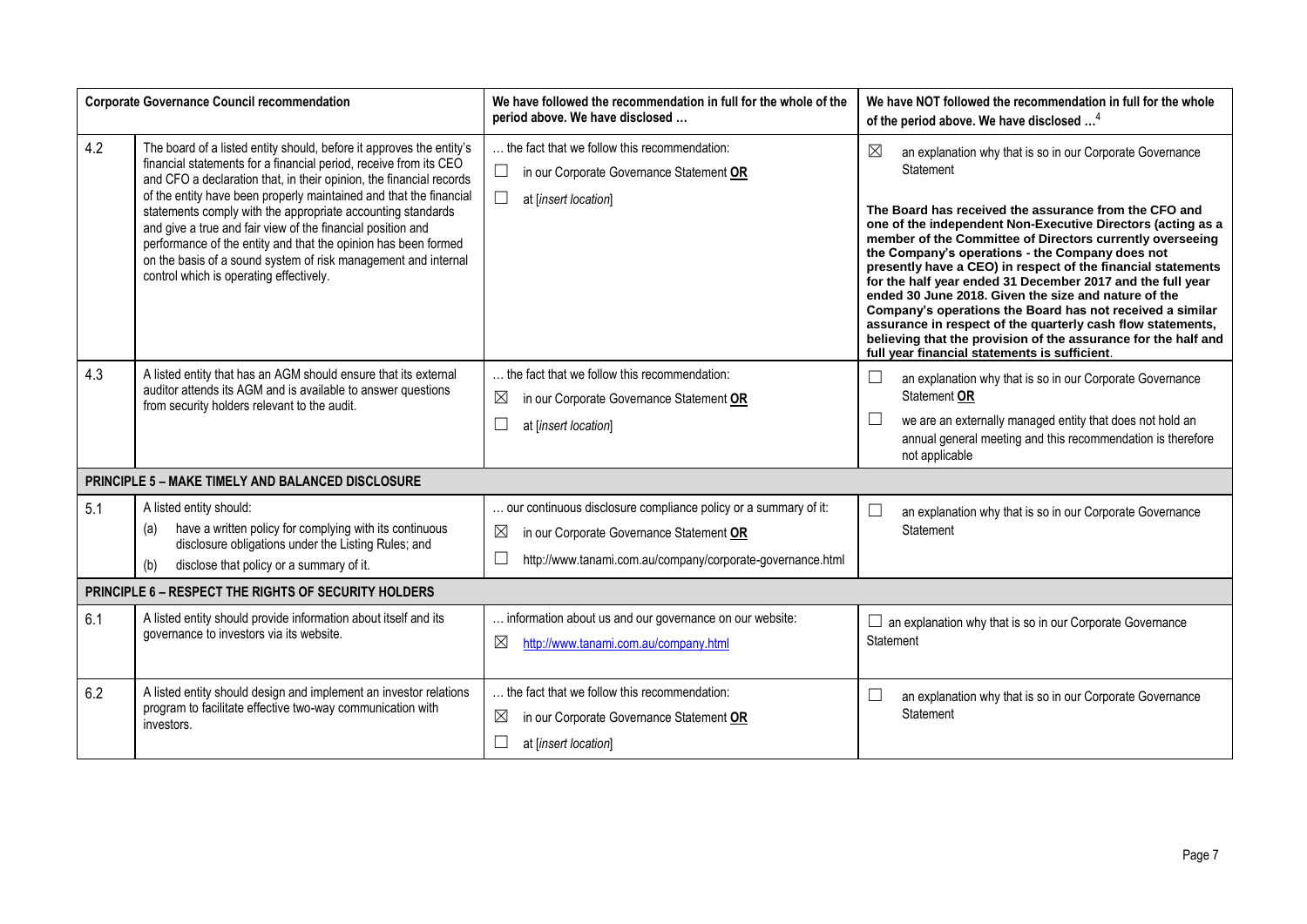| Corporate Governance Council recommendation | | We have followed the recommendation in full for the whole of the period above. We have disclosed … | We have NOT followed the recommendation in full for the whole of the period above. We have disclosed …[4] |
|---|---|---|---|
| 4.2 | The board of a listed entity should, before it approves the entity's financial statements for a financial period, receive from its CEO and CFO a declaration that, in their opinion, the financial records of the entity have been properly maintained and that the financial statements comply with the appropriate accounting standards and give a true and fair view of the financial position and performance of the entity and that the opinion has been formed on the basis of a sound system of risk management and internal control which is operating effectively. | … the fact that we follow this recommendation:<br>☐ in our Corporate Governance Statement **OR**<br>☐ at [*insert location*] | ☒ an explanation why that is so in our Corporate Governance Statement<br><br>**The Board has received the assurance from the CFO and one of the independent Non-Executive Directors (acting as a member of the Committee of Directors currently overseeing the Company's operations - the Company does not presently have a CEO) in respect of the financial statements for the half year ended 31 December 2017 and the full year ended 30 June 2018. Given the size and nature of the Company's operations the Board has not received a similar assurance in respect of the quarterly cash flow statements, believing that the provision of the assurance for the half and full year financial statements is sufficient**. |
| 4.3 | A listed entity that has an AGM should ensure that its external auditor attends its AGM and is available to answer questions from security holders relevant to the audit. | … the fact that we follow this recommendation:<br>☒ in our Corporate Governance Statement **OR**<br>☐ at [*insert location*] | ☐ an explanation why that is so in our Corporate Governance Statement **OR**<br>☐ we are an externally managed entity that does not hold an annual general meeting and this recommendation is therefore not applicable |
| **PRINCIPLE 5 – MAKE TIMELY AND BALANCED DISCLOSURE** | | | |
| 5.1 | A listed entity should:<br>(a) have a written policy for complying with its continuous disclosure obligations under the Listing Rules; and<br>(b) disclose that policy or a summary of it. | … our continuous disclosure compliance policy or a summary of it:<br>☒ in our Corporate Governance Statement **OR**<br>☐ http://www.tanami.com.au/company/corporate-governance.html | ☐ an explanation why that is so in our Corporate Governance Statement |
| **PRINCIPLE 6 – RESPECT THE RIGHTS OF SECURITY HOLDERS** | | | |
| 6.1 | A listed entity should provide information about itself and its governance to investors via its website. | … information about us and our governance on our website:<br>☒ http://www.tanami.com.au/company.html | ☐ an explanation why that is so in our Corporate Governance Statement |
| 6.2 | A listed entity should design and implement an investor relations program to facilitate effective two-way communication with investors. | … the fact that we follow this recommendation:<br>☒ in our Corporate Governance Statement **OR**<br>☐ at [*insert location*] | ☐ an explanation why that is so in our Corporate Governance Statement |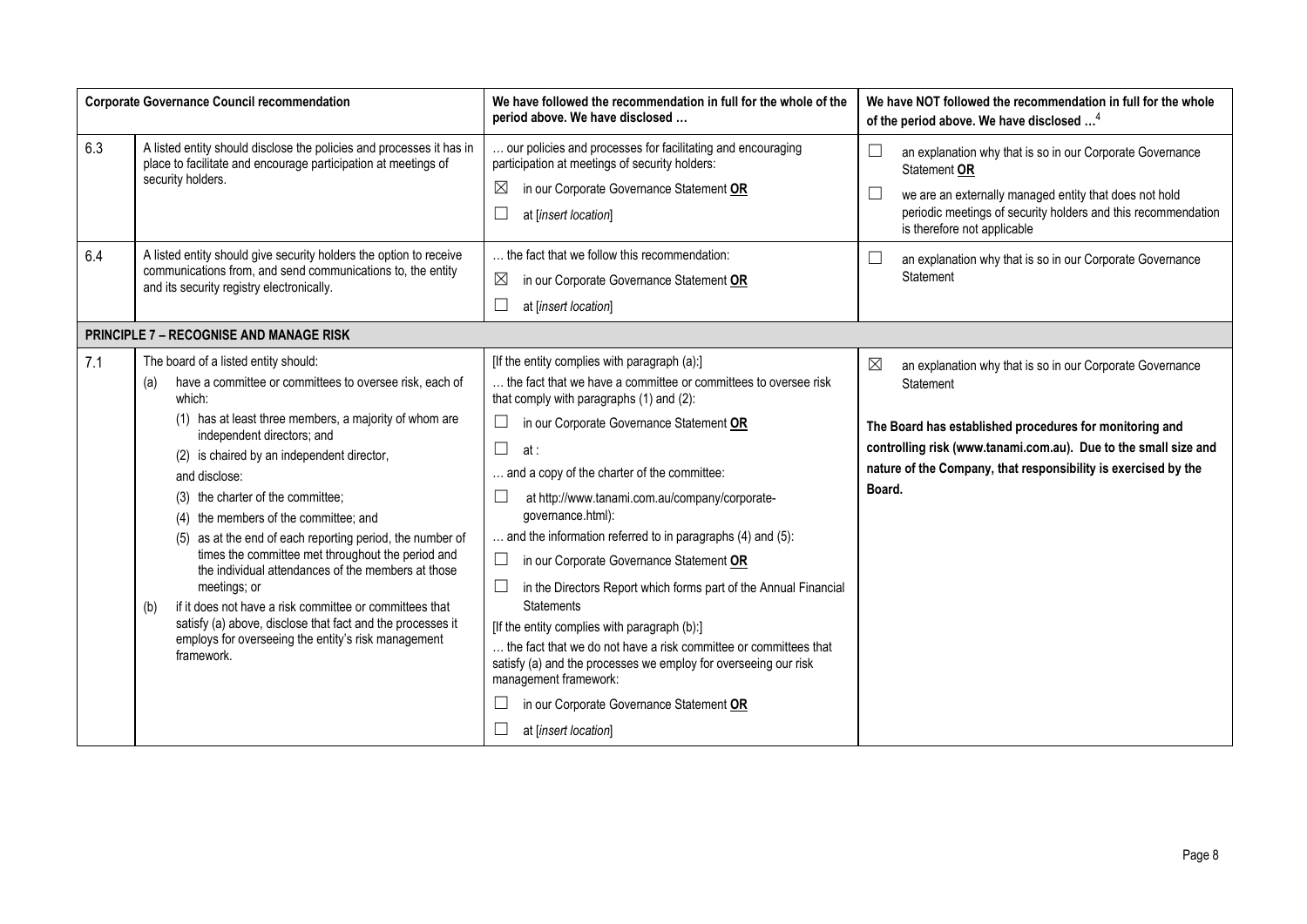| Corporate Governance Council recommendation | | We have followed the recommendation in full for the whole of the period above. We have disclosed … | We have NOT followed the recommendation in full for the whole of the period above. We have disclosed …[4] |
|---|---|---|---|
| 6.3 | A listed entity should disclose the policies and processes it has in place to facilitate and encourage participation at meetings of security holders. | … our policies and processes for facilitating and encouraging participation at meetings of security holders:<br>☒ in our Corporate Governance Statement **OR**<br>☐ at [*insert location*] | ☐ an explanation why that is so in our Corporate Governance Statement **OR**<br>☐ we are an externally managed entity that does not hold periodic meetings of security holders and this recommendation is therefore not applicable |
| 6.4 | A listed entity should give security holders the option to receive communications from, and send communications to, the entity and its security registry electronically. | … the fact that we follow this recommendation:<br>☒ in our Corporate Governance Statement **OR**<br>☐ at [*insert location*] | ☐ an explanation why that is so in our Corporate Governance Statement |
| **PRINCIPLE 7 – RECOGNISE AND MANAGE RISK** | | | |
| 7.1 | The board of a listed entity should:<br>(a) have a committee or committees to oversee risk, each of which:<br>(1) has at least three members, a majority of whom are independent directors; and<br>(2) is chaired by an independent director,<br>and disclose:<br>(3) the charter of the committee;<br>(4) the members of the committee; and<br>(5) as at the end of each reporting period, the number of times the committee met throughout the period and the individual attendances of the members at those meetings; or<br>(b) if it does not have a risk committee or committees that satisfy (a) above, disclose that fact and the processes it employs for overseeing the entity's risk management framework. | [If the entity complies with paragraph (a):]<br>… the fact that we have a committee or committees to oversee risk that comply with paragraphs (1) and (2):<br>☐ in our Corporate Governance Statement **OR**<br>☐ at :<br>… and a copy of the charter of the committee:<br>☐ at http://www.tanami.com.au/company/corporate-governance.html):<br>… and the information referred to in paragraphs (4) and (5):<br>☐ in our Corporate Governance Statement **OR**<br>☐ in the Directors Report which forms part of the Annual Financial Statements<br>[If the entity complies with paragraph (b):]<br>… the fact that we do not have a risk committee or committees that satisfy (a) and the processes we employ for overseeing our risk management framework:<br>☐ in our Corporate Governance Statement **OR**<br>☐ at [*insert location*] | ☒ an explanation why that is so in our Corporate Governance Statement<br><br>**The Board has established procedures for monitoring and controlling risk (www.tanami.com.au). Due to the small size and nature of the Company, that responsibility is exercised by the Board.** |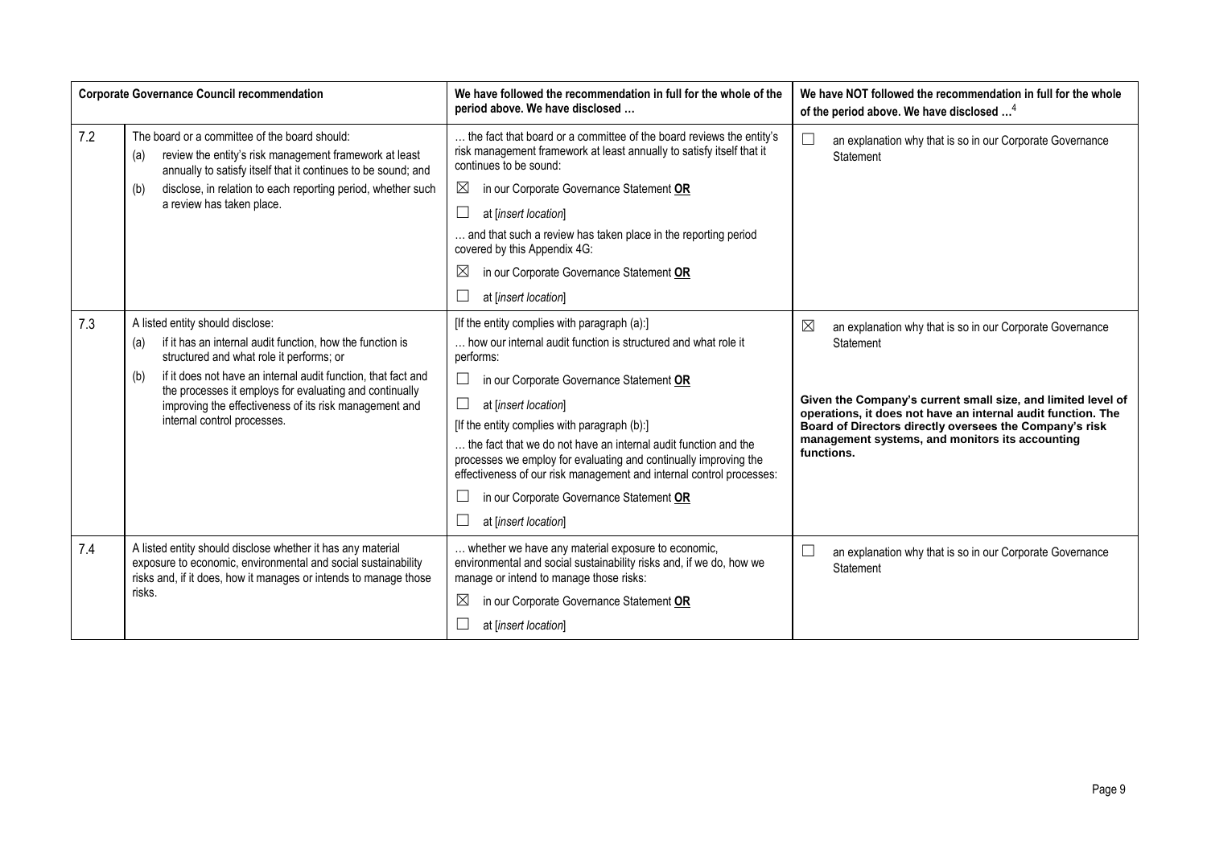| | Corporate Governance Council recommendation | We have followed the recommendation in full for the whole of the period above. We have disclosed … | We have NOT followed the recommendation in full for the whole of the period above. We have disclosed …[4] |
|---|---|---|---|
| 7.2 | The board or a committee of the board should:<br>(a) review the entity's risk management framework at least annually to satisfy itself that it continues to be sound; and<br>(b) disclose, in relation to each reporting period, whether such a review has taken place. | … the fact that board or a committee of the board reviews the entity's risk management framework at least annually to satisfy itself that it continues to be sound:<br>☒ in our Corporate Governance Statement **OR**<br>☐ at [*insert location*]<br>… and that such a review has taken place in the reporting period covered by this Appendix 4G:<br>☒ in our Corporate Governance Statement **OR**<br>☐ at [*insert location*] | ☐ an explanation why that is so in our Corporate Governance Statement |
| 7.3 | A listed entity should disclose:<br>(a) if it has an internal audit function, how the function is structured and what role it performs; or<br>(b) if it does not have an internal audit function, that fact and the processes it employs for evaluating and continually improving the effectiveness of its risk management and internal control processes. | [If the entity complies with paragraph (a):]<br>… how our internal audit function is structured and what role it performs:<br>☐ in our Corporate Governance Statement **OR**<br>☐ at [*insert location*]<br>[If the entity complies with paragraph (b):]<br>… the fact that we do not have an internal audit function and the processes we employ for evaluating and continually improving the effectiveness of our risk management and internal control processes:<br>☐ in our Corporate Governance Statement **OR**<br>☐ at [*insert location*] | ☒ an explanation why that is so in our Corporate Governance Statement<br><br>**Given the Company's current small size, and limited level of operations, it does not have an internal audit function. The Board of Directors directly oversees the Company's risk management systems, and monitors its accounting functions.** |
| 7.4 | A listed entity should disclose whether it has any material exposure to economic, environmental and social sustainability risks and, if it does, how it manages or intends to manage those risks. | … whether we have any material exposure to economic, environmental and social sustainability risks and, if we do, how we manage or intend to manage those risks:<br>☒ in our Corporate Governance Statement **OR**<br>☐ at [*insert location*] | ☐ an explanation why that is so in our Corporate Governance Statement |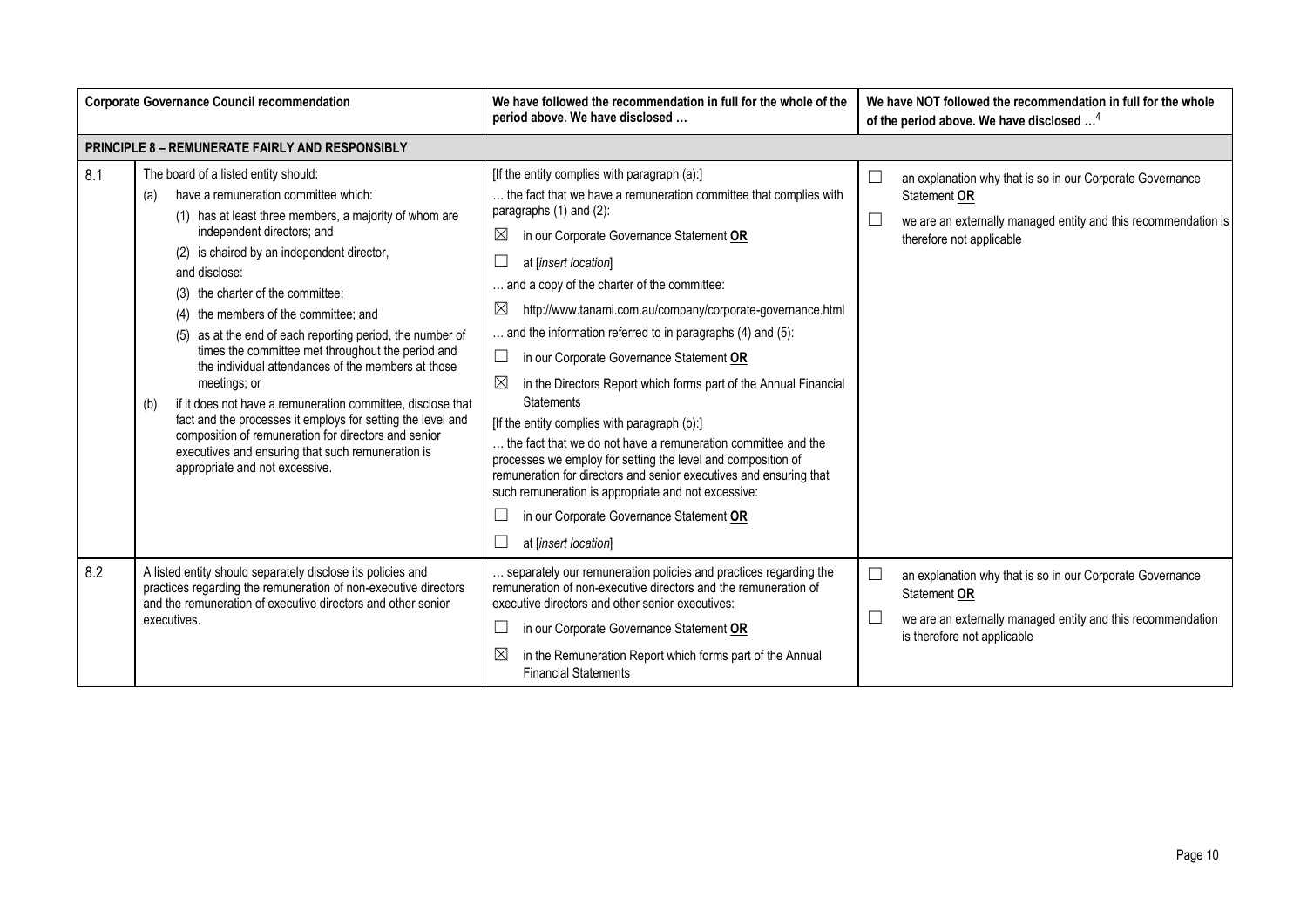| | Corporate Governance Council recommendation | We have followed the recommendation in full for the whole of the period above. We have disclosed … | We have NOT followed the recommendation in full for the whole of the period above. We have disclosed …[4] |
|---|---|---|---|
| **PRINCIPLE 8 – REMUNERATE FAIRLY AND RESPONSIBLY** | | | |
| 8.1 | The board of a listed entity should:<br>(a) have a remuneration committee which:<br>(1) has at least three members, a majority of whom are independent directors; and<br>(2) is chaired by an independent director,<br>and disclose:<br>(3) the charter of the committee;<br>(4) the members of the committee; and<br>(5) as at the end of each reporting period, the number of times the committee met throughout the period and the individual attendances of the members at those meetings; or<br>(b) if it does not have a remuneration committee, disclose that fact and the processes it employs for setting the level and composition of remuneration for directors and senior executives and ensuring that such remuneration is appropriate and not excessive. | [If the entity complies with paragraph (a):]<br>… the fact that we have a remuneration committee that complies with paragraphs (1) and (2):<br>☒ in our Corporate Governance Statement **OR**<br>☐ at [*insert location*]<br>… and a copy of the charter of the committee:<br>☒ http://www.tanami.com.au/company/corporate-governance.html<br>… and the information referred to in paragraphs (4) and (5):<br>☐ in our Corporate Governance Statement **OR**<br>☒ in the Directors Report which forms part of the Annual Financial Statements<br>[If the entity complies with paragraph (b):]<br>… the fact that we do not have a remuneration committee and the processes we employ for setting the level and composition of remuneration for directors and senior executives and ensuring that such remuneration is appropriate and not excessive:<br>☐ in our Corporate Governance Statement **OR**<br>☐ at [*insert location*] | ☐ an explanation why that is so in our Corporate Governance Statement **OR**<br>☐ we are an externally managed entity and this recommendation is therefore not applicable |
| 8.2 | A listed entity should separately disclose its policies and practices regarding the remuneration of non-executive directors and the remuneration of executive directors and other senior executives. | … separately our remuneration policies and practices regarding the remuneration of non-executive directors and the remuneration of executive directors and other senior executives:<br>☐ in our Corporate Governance Statement **OR**<br>☒ in the Remuneration Report which forms part of the Annual Financial Statements | ☐ an explanation why that is so in our Corporate Governance Statement **OR**<br>☐ we are an externally managed entity and this recommendation is therefore not applicable |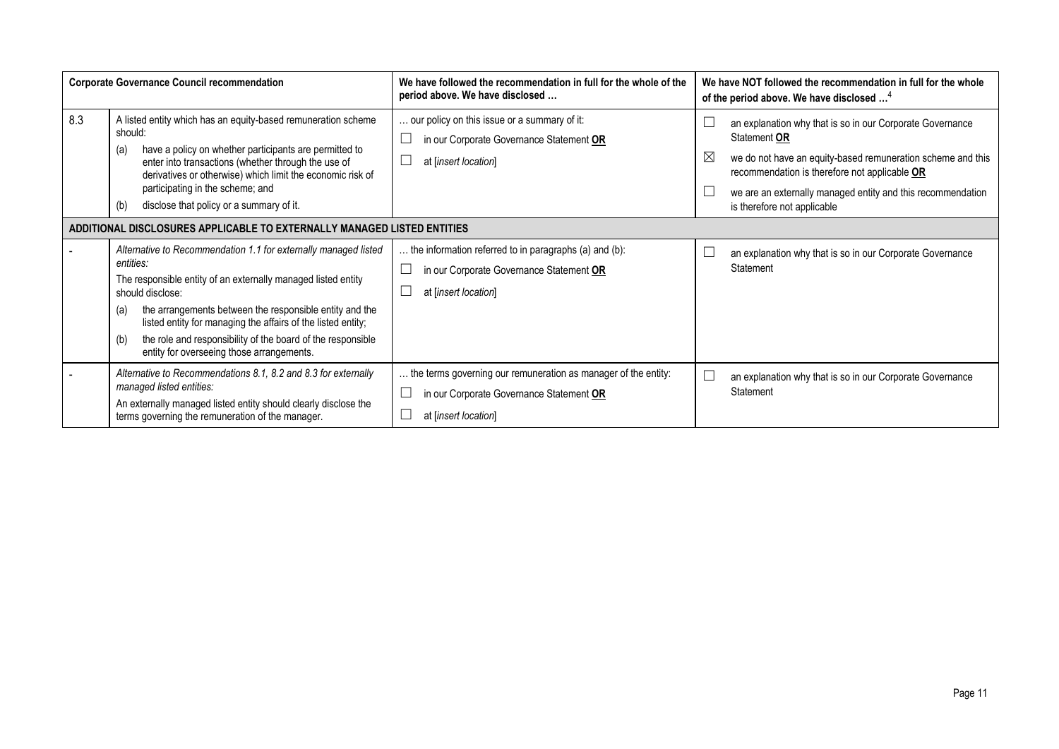| Corporate Governance Council recommendation | | We have followed the recommendation in full for the whole of the period above. We have disclosed … | We have NOT followed the recommendation in full for the whole of the period above. We have disclosed …[4] |
|---|---|---|---|
| 8.3 | A listed entity which has an equity-based remuneration scheme should: (a) have a policy on whether participants are permitted to enter into transactions (whether through the use of derivatives or otherwise) which limit the economic risk of participating in the scheme; and (b) disclose that policy or a summary of it. | … our policy on this issue or a summary of it: ☐ in our Corporate Governance Statement **OR** ☐ at [*insert location*] | ☐ an explanation why that is so in our Corporate Governance Statement **OR** ☒ we do not have an equity-based remuneration scheme and this recommendation is therefore not applicable **OR** ☐ we are an externally managed entity and this recommendation is therefore not applicable |
| **ADDITIONAL DISCLOSURES APPLICABLE TO EXTERNALLY MANAGED LISTED ENTITIES** | | | |
| - | *Alternative to Recommendation 1.1 for externally managed listed entities:* The responsible entity of an externally managed listed entity should disclose: (a) the arrangements between the responsible entity and the listed entity for managing the affairs of the listed entity; (b) the role and responsibility of the board of the responsible entity for overseeing those arrangements. | … the information referred to in paragraphs (a) and (b): ☐ in our Corporate Governance Statement **OR** ☐ at [*insert location*] | ☐ an explanation why that is so in our Corporate Governance Statement |
| - | *Alternative to Recommendations 8.1, 8.2 and 8.3 for externally managed listed entities:* An externally managed listed entity should clearly disclose the terms governing the remuneration of the manager. | … the terms governing our remuneration as manager of the entity: ☐ in our Corporate Governance Statement **OR** ☐ at [*insert location*] | ☐ an explanation why that is so in our Corporate Governance Statement |